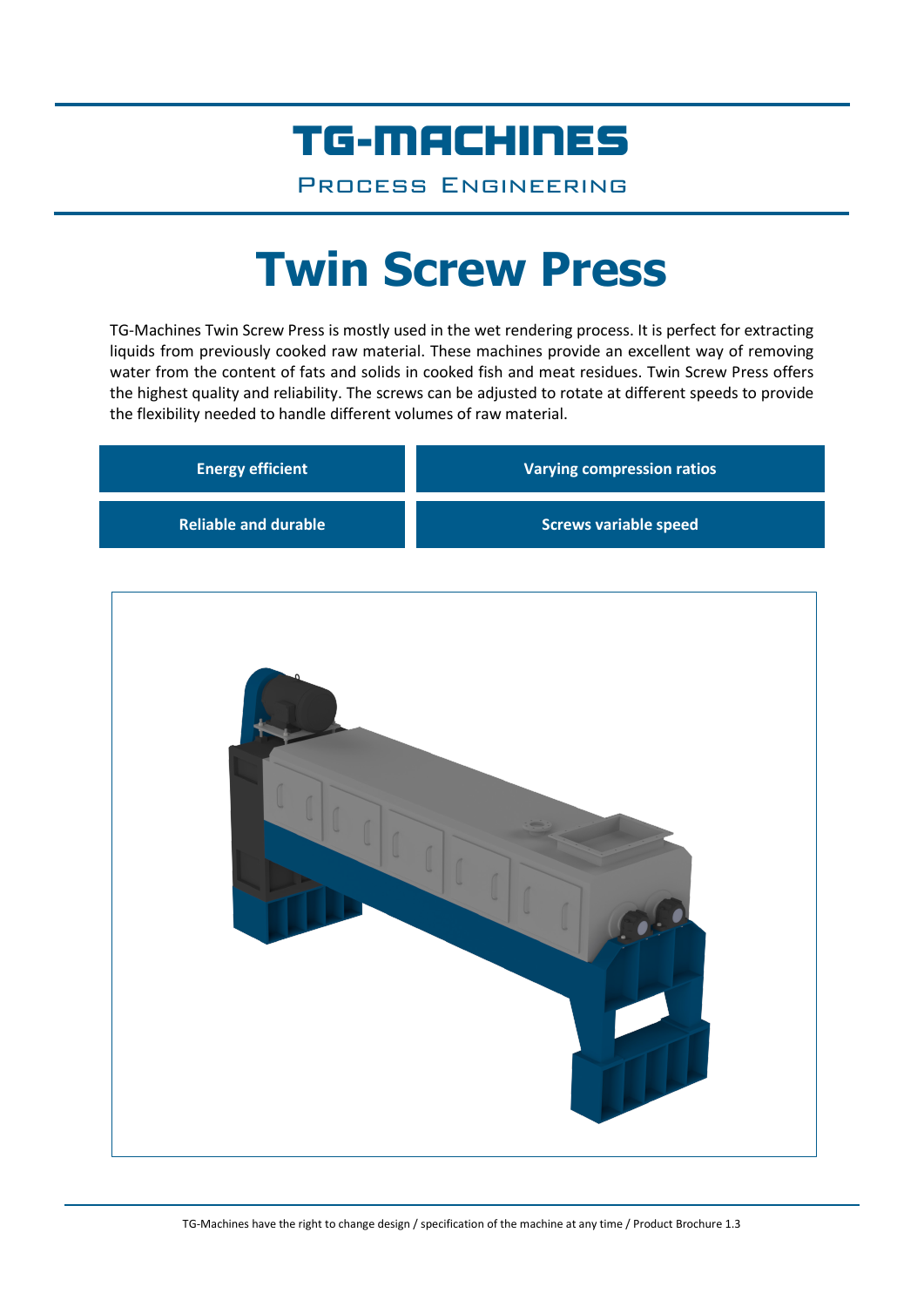# TG-MACHINES

Process Engineering

# Twin Screw Press

TG-Machines Twin Screw Press is mostly used in the wet rendering process. It is perfect for extracting liquids from previously cooked raw material. These machines provide an excellent way of removing water from the content of fats and solids in cooked fish and meat residues. Twin Screw Press offers the highest quality and reliability. The screws can be adjusted to rotate at different speeds to provide the flexibility needed to handle different volumes of raw material.

| **Energy efficient** | **Varying compression ratios** |
|---|---|
| **Reliable and durable** | **Screws variable speed** |

TG-Machines have the right to change design / specification of the machine at any time / Product Brochure 1.3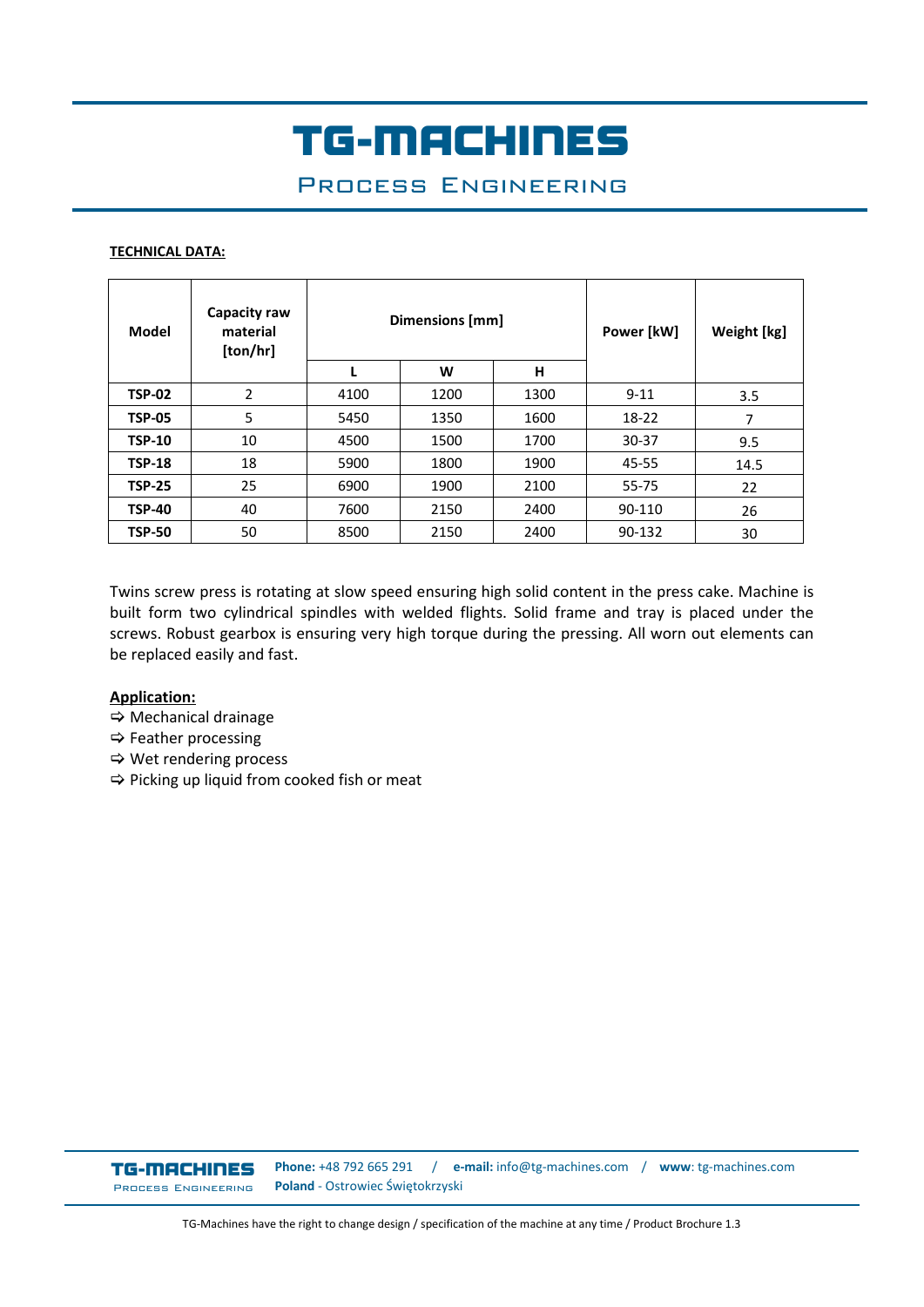**TECHNICAL DATA:**

| Model | Capacity raw material [ton/hr] | Dimensions [mm] | | | Power [kW] | Weight [kg] |
|---|---|---|---|---|---|---|
| | | L | W | H | | |
| **TSP-02** | 2 | 4100 | 1200 | 1300 | 9-11 | 3.5 |
| **TSP-05** | 5 | 5450 | 1350 | 1600 | 18-22 | 7 |
| **TSP-10** | 10 | 4500 | 1500 | 1700 | 30-37 | 9.5 |
| **TSP-18** | 18 | 5900 | 1800 | 1900 | 45-55 | 14.5 |
| **TSP-25** | 25 | 6900 | 1900 | 2100 | 55-75 | 22 |
| **TSP-40** | 40 | 7600 | 2150 | 2400 | 90-110 | 26 |
| **TSP-50** | 50 | 8500 | 2150 | 2400 | 90-132 | 30 |

Twins screw press is rotating at slow speed ensuring high solid content in the press cake. Machine is built form two cylindrical spindles with welded flights. Solid frame and tray is placed under the screws. Robust gearbox is ensuring very high torque during the pressing. All worn out elements can be replaced easily and fast.

**Application:**

⇨ Mechanical drainage
⇨ Feather processing
⇨ Wet rendering process
⇨ Picking up liquid from cooked fish or meat

**Phone:** +48 792 665 291 / **e-mail:** info@tg-machines.com / **www**: tg-machines.com
**Poland** - Ostrowiec Świętokrzyski

TG-Machines have the right to change design / specification of the machine at any time / Product Brochure 1.3